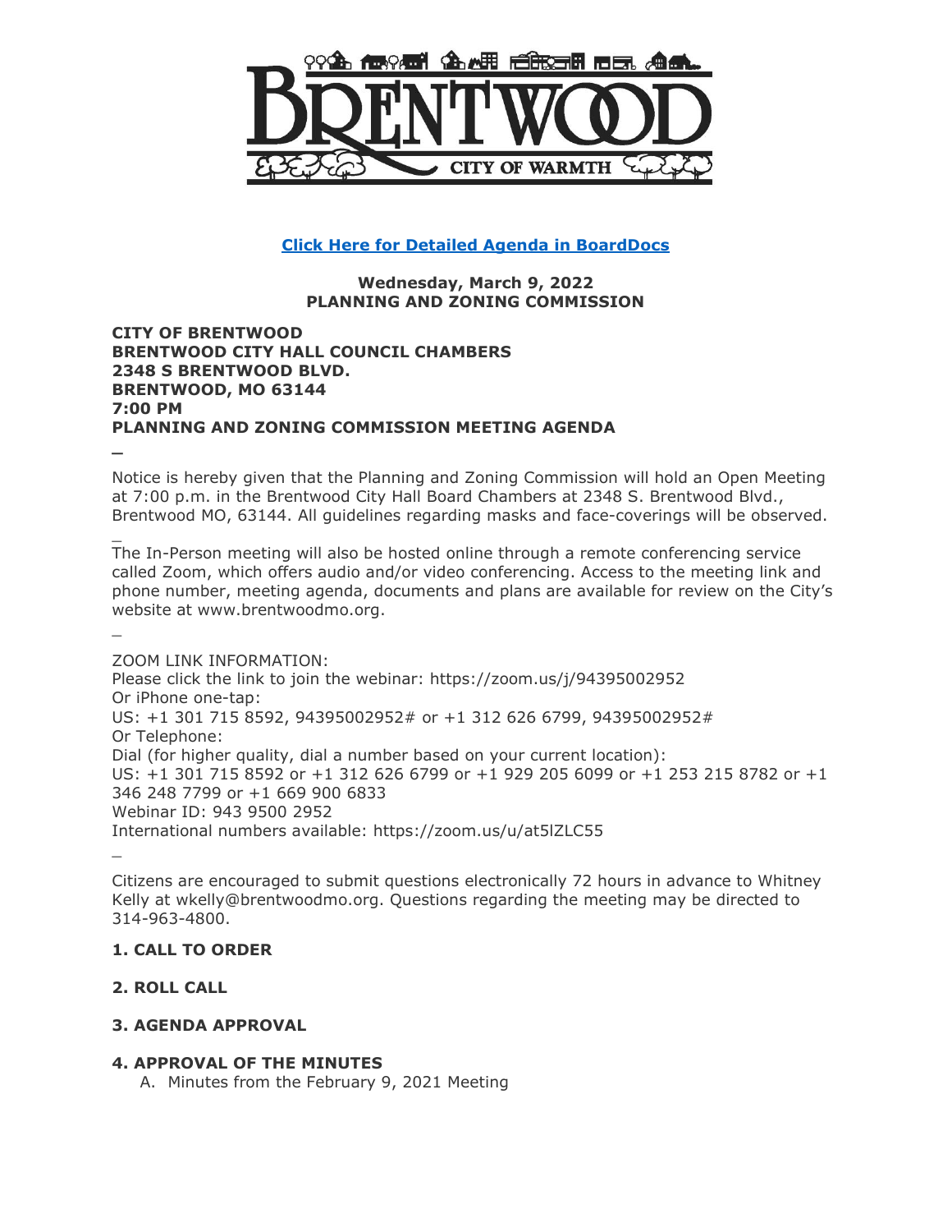**[Click Here for Detailed Agenda in BoardDocs](#)**

**Wednesday, March 9, 2022**
**PLANNING AND ZONING COMMISSION**

**CITY OF BRENTWOOD**
**BRENTWOOD CITY HALL COUNCIL CHAMBERS**
**2348 S BRENTWOOD BLVD.**
**BRENTWOOD, MO 63144**
**7:00 PM**
**PLANNING AND ZONING COMMISSION MEETING AGENDA**

Notice is hereby given that the Planning and Zoning Commission will hold an Open Meeting at 7:00 p.m. in the Brentwood City Hall Board Chambers at 2348 S. Brentwood Blvd., Brentwood MO, 63144. All guidelines regarding masks and face-coverings will be observed.

The In-Person meeting will also be hosted online through a remote conferencing service called Zoom, which offers audio and/or video conferencing. Access to the meeting link and phone number, meeting agenda, documents and plans are available for review on the City's website at www.brentwoodmo.org.

ZOOM LINK INFORMATION:
Please click the link to join the webinar: https://zoom.us/j/94395002952
Or iPhone one-tap:
US: +1 301 715 8592, 94395002952# or +1 312 626 6799, 94395002952#
Or Telephone:
Dial (for higher quality, dial a number based on your current location):
US: +1 301 715 8592 or +1 312 626 6799 or +1 929 205 6099 or +1 253 215 8782 or +1 346 248 7799 or +1 669 900 6833
Webinar ID: 943 9500 2952
International numbers available: https://zoom.us/u/at5lZLC55

Citizens are encouraged to submit questions electronically 72 hours in advance to Whitney Kelly at wkelly@brentwoodmo.org. Questions regarding the meeting may be directed to 314-963-4800.

**1. CALL TO ORDER**

**2. ROLL CALL**

**3. AGENDA APPROVAL**

**4. APPROVAL OF THE MINUTES**

A. Minutes from the February 9, 2021 Meeting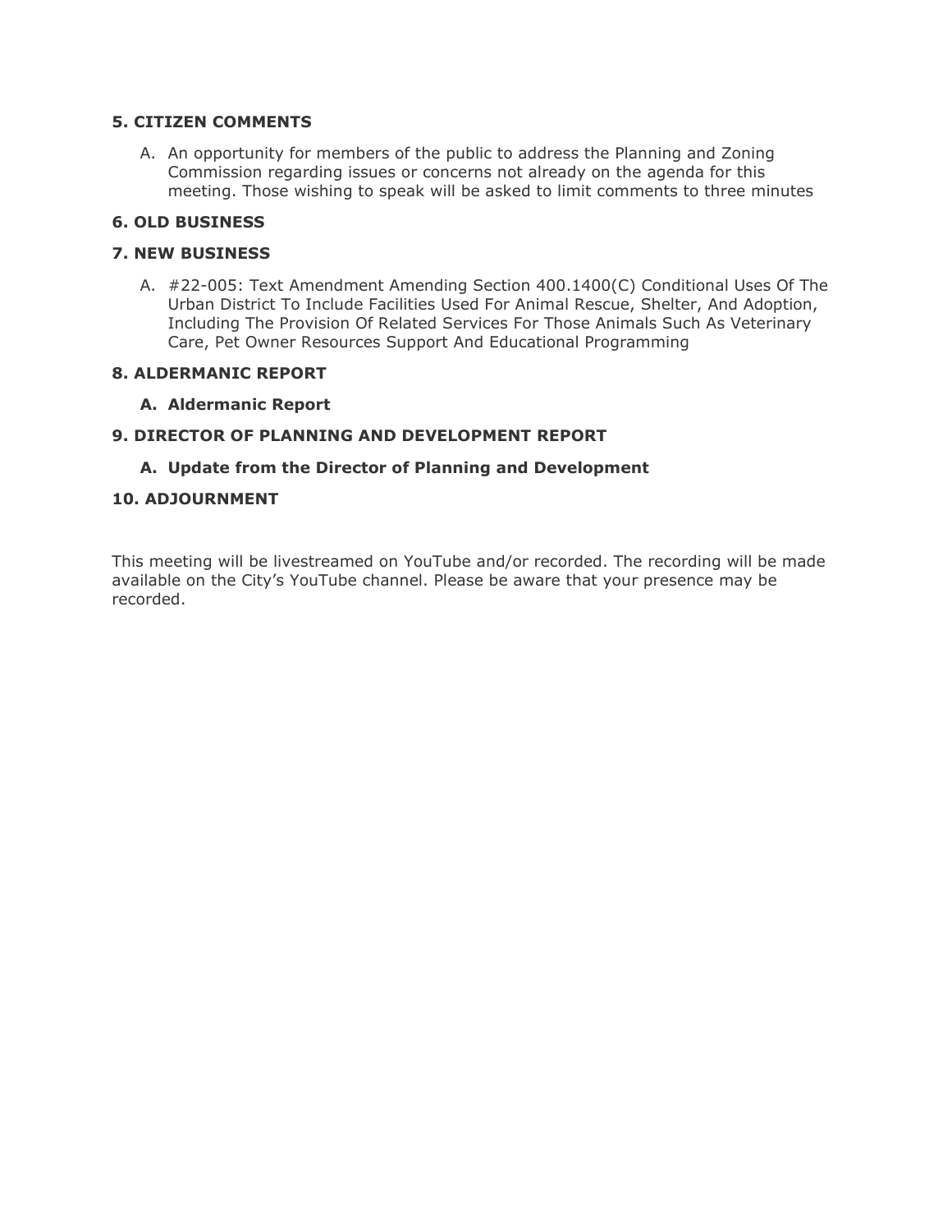## 5. CITIZEN COMMENTS

A. An opportunity for members of the public to address the Planning and Zoning Commission regarding issues or concerns not already on the agenda for this meeting. Those wishing to speak will be asked to limit comments to three minutes

## 6. OLD BUSINESS

## 7. NEW BUSINESS

A. #22-005: Text Amendment Amending Section 400.1400(C) Conditional Uses Of The Urban District To Include Facilities Used For Animal Rescue, Shelter, And Adoption, Including The Provision Of Related Services For Those Animals Such As Veterinary Care, Pet Owner Resources Support And Educational Programming

## 8. ALDERMANIC REPORT

**A. Aldermanic Report**

## 9. DIRECTOR OF PLANNING AND DEVELOPMENT REPORT

**A. Update from the Director of Planning and Development**

## 10. ADJOURNMENT

This meeting will be livestreamed on YouTube and/or recorded. The recording will be made available on the City's YouTube channel. Please be aware that your presence may be recorded.